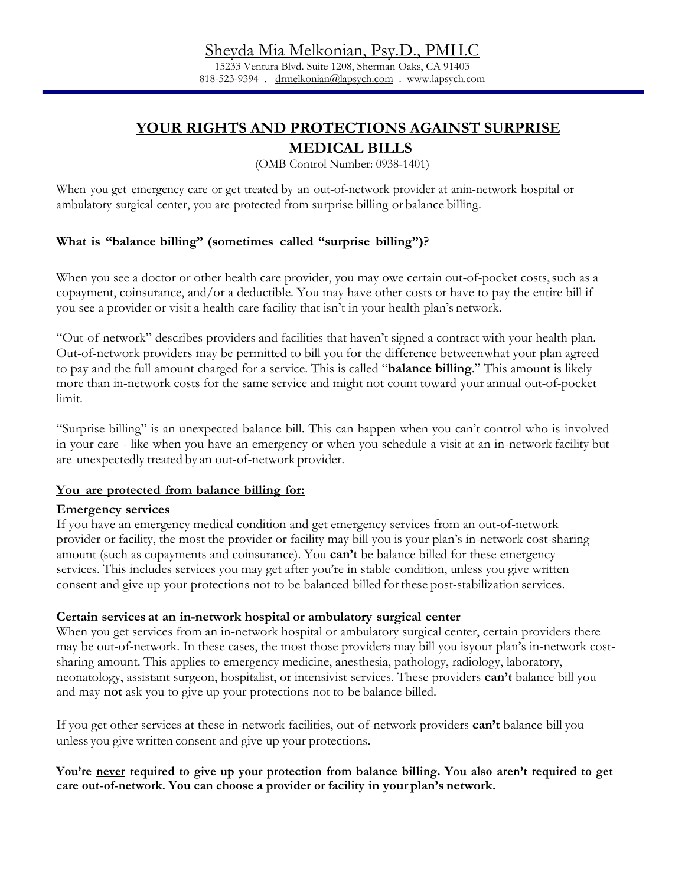# Sheyda Mia Melkonian, Psy.D., PMH.C

15233 Ventura Blvd. Suite 1208, Sherman Oaks, CA 91403
818-523-9394 . drmelkonian@lapsych.com . www.lapsych.com

## YOUR RIGHTS AND PROTECTIONS AGAINST SURPRISE MEDICAL BILLS

(OMB Control Number: 0938-1401)

When you get emergency care or get treated by an out-of-network provider at anin-network hospital or ambulatory surgical center, you are protected from surprise billing or balance billing.

### What is "balance billing" (sometimes called "surprise billing")?

When you see a doctor or other health care provider, you may owe certain out-of-pocket costs, such as a copayment, coinsurance, and/or a deductible. You may have other costs or have to pay the entire bill if you see a provider or visit a health care facility that isn't in your health plan's network.

"Out-of-network" describes providers and facilities that haven't signed a contract with your health plan. Out-of-network providers may be permitted to bill you for the difference betweenwhat your plan agreed to pay and the full amount charged for a service. This is called "**balance billing**." This amount is likely more than in-network costs for the same service and might not count toward your annual out-of-pocket limit.

"Surprise billing" is an unexpected balance bill. This can happen when you can't control who is involved in your care - like when you have an emergency or when you schedule a visit at an in-network facility but are unexpectedly treated by an out-of-network provider.

### You are protected from balance billing for:

**Emergency services**
If you have an emergency medical condition and get emergency services from an out-of-network provider or facility, the most the provider or facility may bill you is your plan's in-network cost-sharing amount (such as copayments and coinsurance). You **can't** be balance billed for these emergency services. This includes services you may get after you're in stable condition, unless you give written consent and give up your protections not to be balanced billed for these post-stabilization services.

**Certain services at an in-network hospital or ambulatory surgical center**
When you get services from an in-network hospital or ambulatory surgical center, certain providers there may be out-of-network. In these cases, the most those providers may bill you isyour plan's in-network cost-sharing amount. This applies to emergency medicine, anesthesia, pathology, radiology, laboratory, neonatology, assistant surgeon, hospitalist, or intensivist services. These providers **can't** balance bill you and may **not** ask you to give up your protections not to be balance billed.

If you get other services at these in-network facilities, out-of-network providers **can't** balance bill you unless you give written consent and give up your protections.

**You're never required to give up your protection from balance billing. You also aren't required to get care out-of-network. You can choose a provider or facility in your plan's network.**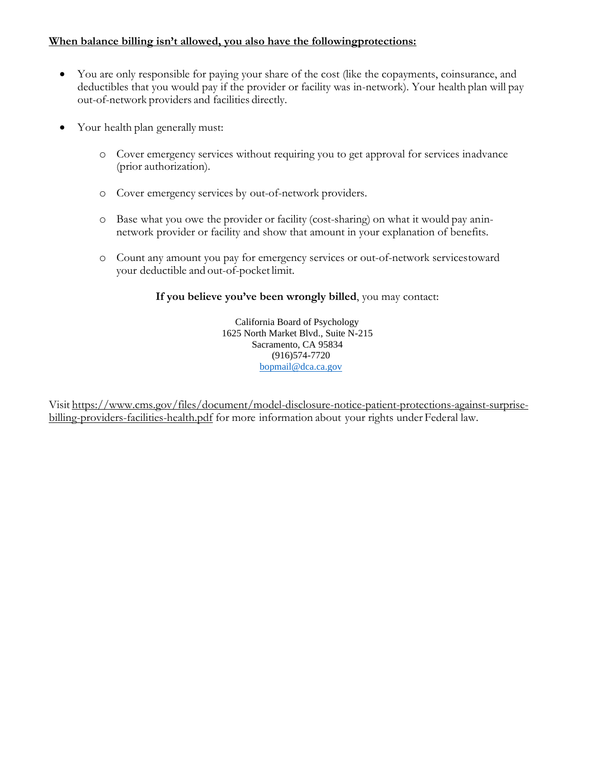**When balance billing isn't allowed, you also have the followingprotections:**

- You are only responsible for paying your share of the cost (like the copayments, coinsurance, and deductibles that you would pay if the provider or facility was in-network). Your health plan will pay out-of-network providers and facilities directly.

- Your health plan generally must:

  - Cover emergency services without requiring you to get approval for services inadvance (prior authorization).

  - Cover emergency services by out-of-network providers.

  - Base what you owe the provider or facility (cost-sharing) on what it would pay anin-network provider or facility and show that amount in your explanation of benefits.

  - Count any amount you pay for emergency services or out-of-network servicestoward your deductible and out-of-pocket limit.

**If you believe you've been wrongly billed**, you may contact:

California Board of Psychology
1625 North Market Blvd., Suite N-215
Sacramento, CA 95834
(916)574-7720
bopmail@dca.ca.gov

Visit https://www.cms.gov/files/document/model-disclosure-notice-patient-protections-against-surprise-billing-providers-facilities-health.pdf for more information about your rights under Federal law.